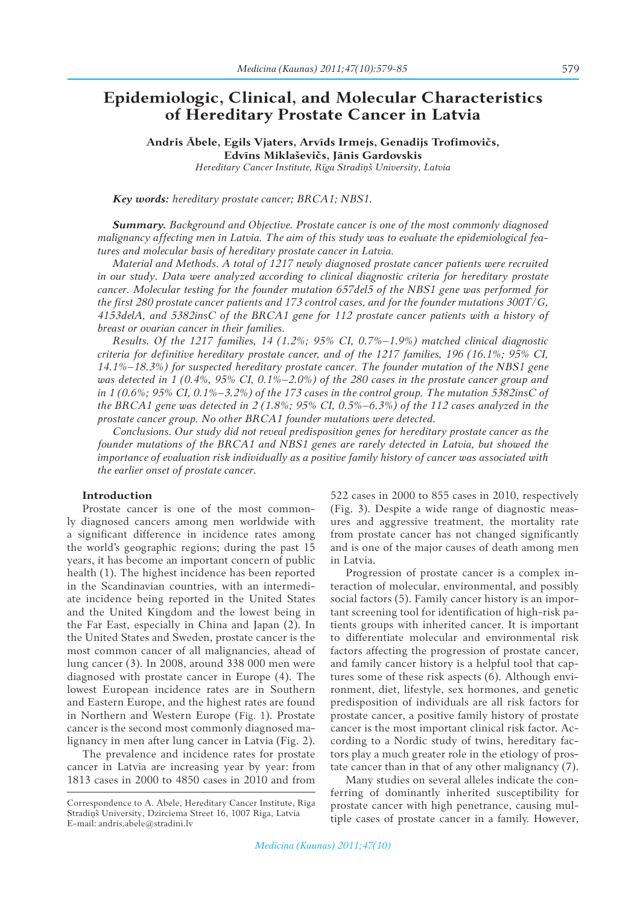# Epidemiologic, Clinical, and Molecular Characteristics of Hereditary Prostate Cancer in Latvia

**Andris Ābele, Egils Vjaters, Arvīds Irmejs, Genadijs Trofimovičs, Edvīns Miklaševičs, Jānis Gardovskis**

*Hereditary Cancer Institute, Rīga Stradiņš University, Latvia*

***Key words:*** *hereditary prostate cancer; BRCA1; NBS1.*

***Summary.*** *Background and Objective. Prostate cancer is one of the most commonly diagnosed malignancy affecting men in Latvia. The aim of this study was to evaluate the epidemiological features and molecular basis of hereditary prostate cancer in Latvia.*

*Material and Methods. A total of 1217 newly diagnosed prostate cancer patients were recruited in our study. Data were analyzed according to clinical diagnostic criteria for hereditary prostate cancer. Molecular testing for the founder mutation 657del5 of the NBS1 gene was performed for the first 280 prostate cancer patients and 173 control cases, and for the founder mutations 300T/G, 4153delA, and 5382insC of the BRCA1 gene for 112 prostate cancer patients with a history of breast or ovarian cancer in their families.*

*Results. Of the 1217 families, 14 (1.2%; 95% CI, 0.7%–1.9%) matched clinical diagnostic criteria for definitive hereditary prostate cancer, and of the 1217 families, 196 (16.1%; 95% CI, 14.1%–18.3%) for suspected hereditary prostate cancer. The founder mutation of the NBS1 gene was detected in 1 (0.4%, 95% CI, 0.1%–2.0%) of the 280 cases in the prostate cancer group and in 1 (0.6%; 95% CI, 0.1%–3.2%) of the 173 cases in the control group. The mutation 5382insC of the BRCA1 gene was detected in 2 (1.8%; 95% CI, 0.5%–6.3%) of the 112 cases analyzed in the prostate cancer group. No other BRCA1 founder mutations were detected.*

*Conclusions. Our study did not reveal predisposition genes for hereditary prostate cancer as the founder mutations of the BRCA1 and NBS1 genes are rarely detected in Latvia, but showed the importance of evaluation risk individually as a positive family history of cancer was associated with the earlier onset of prostate cancer.*

## Introduction

Prostate cancer is one of the most commonly diagnosed cancers among men worldwide with a significant difference in incidence rates among the world's geographic regions; during the past 15 years, it has become an important concern of public health (1). The highest incidence has been reported in the Scandinavian countries, with an intermediate incidence being reported in the United States and the United Kingdom and the lowest being in the Far East, especially in China and Japan (2). In the United States and Sweden, prostate cancer is the most common cancer of all malignancies, ahead of lung cancer (3). In 2008, around 338 000 men were diagnosed with prostate cancer in Europe (4). The lowest European incidence rates are in Southern and Eastern Europe, and the highest rates are found in Northern and Western Europe (Fig. 1). Prostate cancer is the second most commonly diagnosed malignancy in men after lung cancer in Latvia (Fig. 2).

The prevalence and incidence rates for prostate cancer in Latvia are increasing year by year: from 1813 cases in 2000 to 4850 cases in 2010 and from 522 cases in 2000 to 855 cases in 2010, respectively (Fig. 3). Despite a wide range of diagnostic measures and aggressive treatment, the mortality rate from prostate cancer has not changed significantly and is one of the major causes of death among men in Latvia.

Progression of prostate cancer is a complex interaction of molecular, environmental, and possibly social factors (5). Family cancer history is an important screening tool for identification of high-risk patients groups with inherited cancer. It is important to differentiate molecular and environmental risk factors affecting the progression of prostate cancer, and family cancer history is a helpful tool that captures some of these risk aspects (6). Although environment, diet, lifestyle, sex hormones, and genetic predisposition of individuals are all risk factors for prostate cancer, a positive family history of prostate cancer is the most important clinical risk factor. According to a Nordic study of twins, hereditary factors play a much greater role in the etiology of prostate cancer than in that of any other malignancy (7).

Many studies on several alleles indicate the conferring of dominantly inherited susceptibility for prostate cancer with high penetrance, causing multiple cases of prostate cancer in a family. However,

Correspondence to A. Abele, Hereditary Cancer Institute, Rīga Stradiņš University, Dzirciema Street 16, 1007 Riga, Latvia
E-mail: andris.abele@stradini.lv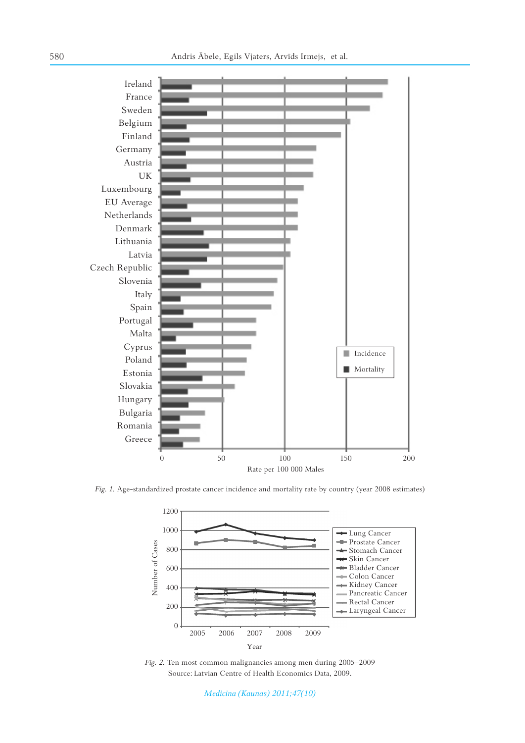*Fig. 1.* Age-standardized prostate cancer incidence and mortality rate by country (year 2008 estimates)

*Fig. 2.* Ten most common malignancies among men during 2005–2009
Source: Latvian Centre of Health Economics Data, 2009.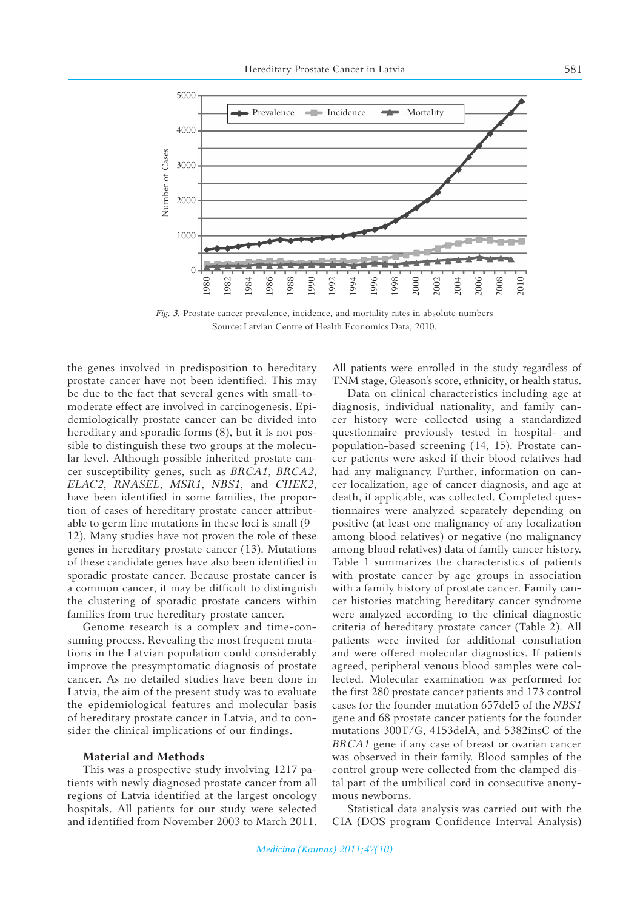Fig. 3. Prostate cancer prevalence, incidence, and mortality rates in absolute numbers
Source: Latvian Centre of Health Economics Data, 2010.

the genes involved in predisposition to hereditary prostate cancer have not been identified. This may be due to the fact that several genes with small-to-moderate effect are involved in carcinogenesis. Epidemiologically prostate cancer can be divided into hereditary and sporadic forms (8), but it is not possible to distinguish these two groups at the molecular level. Although possible inherited prostate cancer susceptibility genes, such as *BRCA1*, *BRCA2*, *ELAC2*, *RNASEL*, *MSR1*, *NBS1*, and *CHEK2*, have been identified in some families, the proportion of cases of hereditary prostate cancer attributable to germ line mutations in these loci is small (9–12). Many studies have not proven the role of these genes in hereditary prostate cancer (13). Mutations of these candidate genes have also been identified in sporadic prostate cancer. Because prostate cancer is a common cancer, it may be difficult to distinguish the clustering of sporadic prostate cancers within families from true hereditary prostate cancer.

Genome research is a complex and time-consuming process. Revealing the most frequent mutations in the Latvian population could considerably improve the presymptomatic diagnosis of prostate cancer. As no detailed studies have been done in Latvia, the aim of the present study was to evaluate the epidemiological features and molecular basis of hereditary prostate cancer in Latvia, and to consider the clinical implications of our findings.

## Material and Methods

This was a prospective study involving 1217 patients with newly diagnosed prostate cancer from all regions of Latvia identified at the largest oncology hospitals. All patients for our study were selected and identified from November 2003 to March 2011. All patients were enrolled in the study regardless of TNM stage, Gleason's score, ethnicity, or health status.

Data on clinical characteristics including age at diagnosis, individual nationality, and family cancer history were collected using a standardized questionnaire previously tested in hospital- and population-based screening (14, 15). Prostate cancer patients were asked if their blood relatives had had any malignancy. Further, information on cancer localization, age of cancer diagnosis, and age at death, if applicable, was collected. Completed questionnaires were analyzed separately depending on positive (at least one malignancy of any localization among blood relatives) or negative (no malignancy among blood relatives) data of family cancer history. Table 1 summarizes the characteristics of patients with prostate cancer by age groups in association with a family history of prostate cancer. Family cancer histories matching hereditary cancer syndrome were analyzed according to the clinical diagnostic criteria of hereditary prostate cancer (Table 2). All patients were invited for additional consultation and were offered molecular diagnostics. If patients agreed, peripheral venous blood samples were collected. Molecular examination was performed for the first 280 prostate cancer patients and 173 control cases for the founder mutation 657del5 of the *NBS1* gene and 68 prostate cancer patients for the founder mutations 300T/G, 4153delA, and 5382insC of the *BRCA1* gene if any case of breast or ovarian cancer was observed in their family. Blood samples of the control group were collected from the clamped distal part of the umbilical cord in consecutive anonymous newborns.

Statistical data analysis was carried out with the CIA (DOS program Confidence Interval Analysis)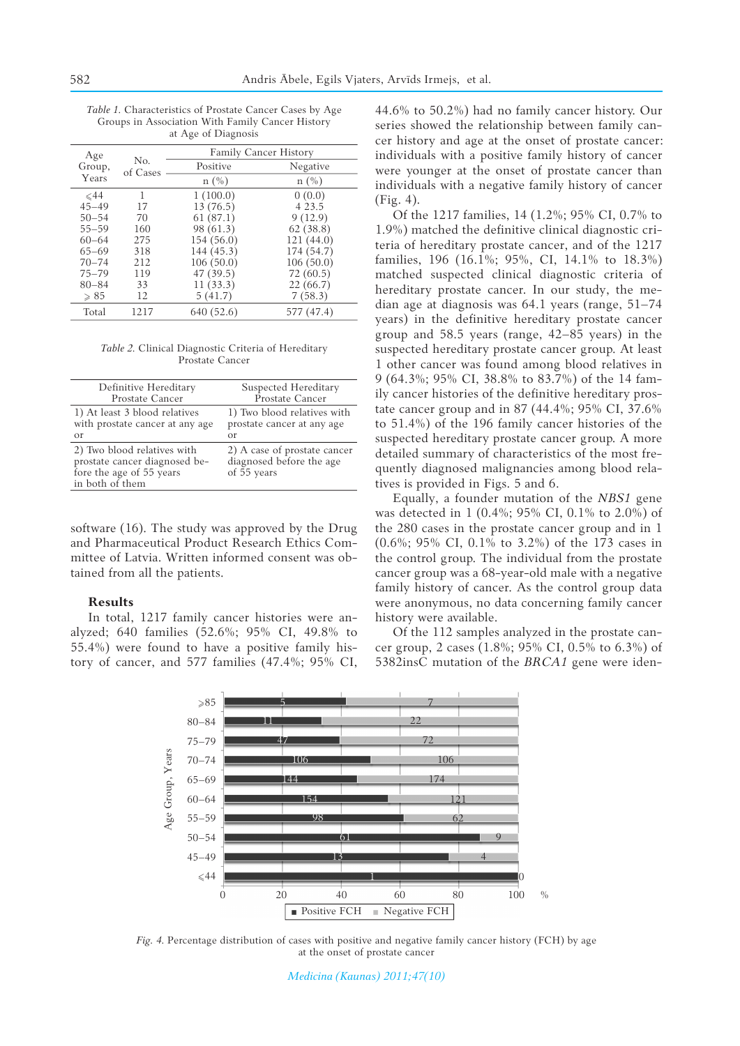*Table 1.* Characteristics of Prostate Cancer Cases by Age Groups in Association With Family Cancer History at Age of Diagnosis

| Age Group, Years | No. of Cases | Family Cancer History | |
|---|---|---|---|
| | | Positive | Negative |
| | | n (%) | n (%) |
| ≤44 | 1 | 1 (100.0) | 0 (0.0) |
| 45–49 | 17 | 13 (76.5) | 4 23.5 |
| 50–54 | 70 | 61 (87.1) | 9 (12.9) |
| 55–59 | 160 | 98 (61.3) | 62 (38.8) |
| 60–64 | 275 | 154 (56.0) | 121 (44.0) |
| 65–69 | 318 | 144 (45.3) | 174 (54.7) |
| 70–74 | 212 | 106 (50.0) | 106 (50.0) |
| 75–79 | 119 | 47 (39.5) | 72 (60.5) |
| 80–84 | 33 | 11 (33.3) | 22 (66.7) |
| ≥ 85 | 12 | 5 (41.7) | 7 (58.3) |
| Total | 1217 | 640 (52.6) | 577 (47.4) |

*Table 2.* Clinical Diagnostic Criteria of Hereditary Prostate Cancer

| Definitive Hereditary Prostate Cancer | Suspected Hereditary Prostate Cancer |
|---|---|
| 1) At least 3 blood relatives with prostate cancer at any age or | 1) Two blood relatives with prostate cancer at any age or |
| 2) Two blood relatives with prostate cancer diagnosed before the age of 55 years in both of them | 2) A case of prostate cancer diagnosed before the age of 55 years |

software (16). The study was approved by the Drug and Pharmaceutical Product Research Ethics Committee of Latvia. Written informed consent was obtained from all the patients.

## Results

In total, 1217 family cancer histories were analyzed; 640 families (52.6%; 95% CI, 49.8% to 55.4%) were found to have a positive family history of cancer, and 577 families (47.4%; 95% CI, 44.6% to 50.2%) had no family cancer history. Our series showed the relationship between family cancer history and age at the onset of prostate cancer: individuals with a positive family history of cancer were younger at the onset of prostate cancer than individuals with a negative family history of cancer (Fig. 4).

Of the 1217 families, 14 (1.2%; 95% CI, 0.7% to 1.9%) matched the definitive clinical diagnostic criteria of hereditary prostate cancer, and of the 1217 families, 196 (16.1%; 95%, CI, 14.1% to 18.3%) matched suspected clinical diagnostic criteria of hereditary prostate cancer. In our study, the median age at diagnosis was 64.1 years (range, 51–74 years) in the definitive hereditary prostate cancer group and 58.5 years (range, 42–85 years) in the suspected hereditary prostate cancer group. At least 1 other cancer was found among blood relatives in 9 (64.3%; 95% CI, 38.8% to 83.7%) of the 14 family cancer histories of the definitive hereditary prostate cancer group and in 87 (44.4%; 95% CI, 37.6% to 51.4%) of the 196 family cancer histories of the suspected hereditary prostate cancer group. A more detailed summary of characteristics of the most frequently diagnosed malignancies among blood relatives is provided in Figs. 5 and 6.

Equally, a founder mutation of the *NBS1* gene was detected in 1 (0.4%; 95% CI, 0.1% to 2.0%) of the 280 cases in the prostate cancer group and in 1 (0.6%; 95% CI, 0.1% to 3.2%) of the 173 cases in the control group. The individual from the prostate cancer group was a 68-year-old male with a negative family history of cancer. As the control group data were anonymous, no data concerning family cancer history were available.

Of the 112 samples analyzed in the prostate cancer group, 2 cases (1.8%; 95% CI, 0.5% to 6.3%) of 5382insC mutation of the *BRCA1* gene were iden-

*Fig. 4.* Percentage distribution of cases with positive and negative family cancer history (FCH) by age at the onset of prostate cancer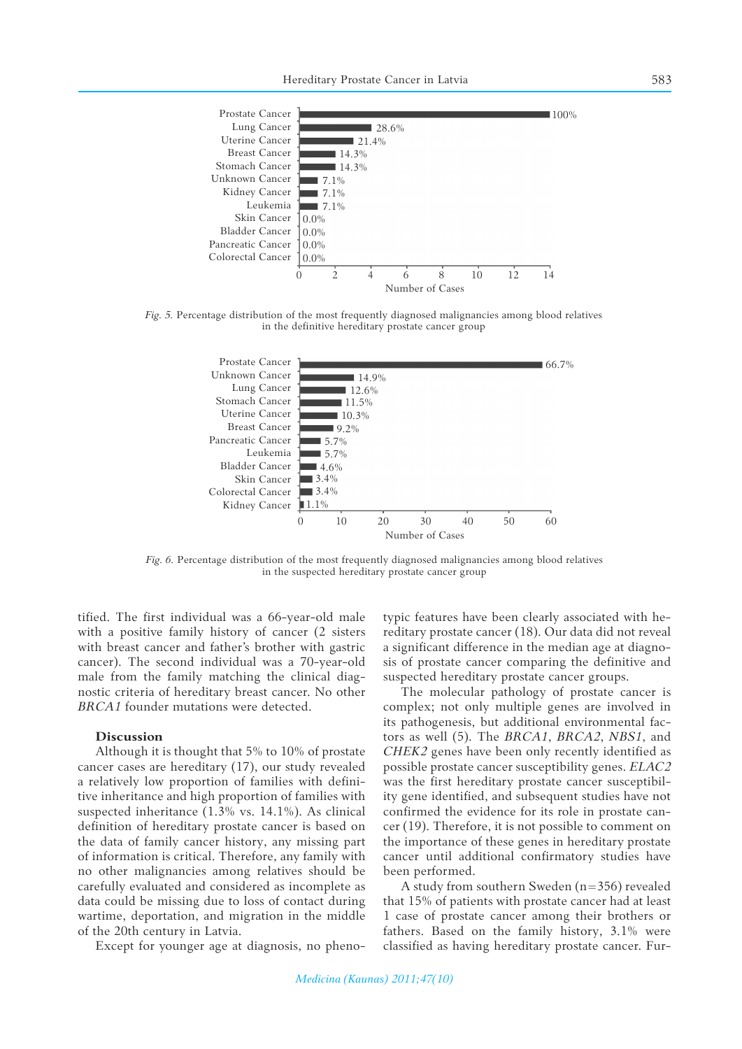Fig. 5. Percentage distribution of the most frequently diagnosed malignancies among blood relatives in the definitive hereditary prostate cancer group

| Cancer | Percentage |
|---|---|
| Prostate Cancer | 100% |
| Lung Cancer | 28.6% |
| Uterine Cancer | 21.4% |
| Breast Cancer | 14.3% |
| Stomach Cancer | 14.3% |
| Unknown Cancer | 7.1% |
| Kidney Cancer | 7.1% |
| Leukemia | 7.1% |
| Skin Cancer | 0.0% |
| Bladder Cancer | 0.0% |
| Pancreatic Cancer | 0.0% |
| Colorectal Cancer | 0.0% |

Fig. 6. Percentage distribution of the most frequently diagnosed malignancies among blood relatives in the suspected hereditary prostate cancer group

| Cancer | Percentage |
|---|---|
| Prostate Cancer | 66.7% |
| Unknown Cancer | 14.9% |
| Lung Cancer | 12.6% |
| Stomach Cancer | 11.5% |
| Uterine Cancer | 10.3% |
| Breast Cancer | 9.2% |
| Pancreatic Cancer | 5.7% |
| Leukemia | 5.7% |
| Bladder cancer | 4.6% |
| Skin Cancer | 3.4% |
| Colorectal Cancer | 3.4% |
| Kidney Cancer | 1.1% |

tified. The first individual was a 66-year-old male with a positive family history of cancer (2 sisters with breast cancer and father's brother with gastric cancer). The second individual was a 70-year-old male from the family matching the clinical diagnostic criteria of hereditary breast cancer. No other *BRCA1* founder mutations were detected.

## Discussion

Although it is thought that 5% to 10% of prostate cancer cases are hereditary (17), our study revealed a relatively low proportion of families with definitive inheritance and high proportion of families with suspected inheritance (1.3% vs. 14.1%). As clinical definition of hereditary prostate cancer is based on the data of family cancer history, any missing part of information is critical. Therefore, any family with no other malignancies among relatives should be carefully evaluated and considered as incomplete as data could be missing due to loss of contact during wartime, deportation, and migration in the middle of the 20th century in Latvia.

Except for younger age at diagnosis, no phenotypic features have been clearly associated with hereditary prostate cancer (18). Our data did not reveal a significant difference in the median age at diagnosis of prostate cancer comparing the definitive and suspected hereditary prostate cancer groups.

The molecular pathology of prostate cancer is complex; not only multiple genes are involved in its pathogenesis, but additional environmental factors as well (5). The *BRCA1*, *BRCA2*, *NBS1*, and *CHEK2* genes have been only recently identified as possible prostate cancer susceptibility genes. *ELAC2* was the first hereditary prostate cancer susceptibility gene identified, and subsequent studies have not confirmed the evidence for its role in prostate cancer (19). Therefore, it is not possible to comment on the importance of these genes in hereditary prostate cancer until additional confirmatory studies have been performed.

A study from southern Sweden (n=356) revealed that 15% of patients with prostate cancer had at least 1 case of prostate cancer among their brothers or fathers. Based on the family history, 3.1% were classified as having hereditary prostate cancer. Fur-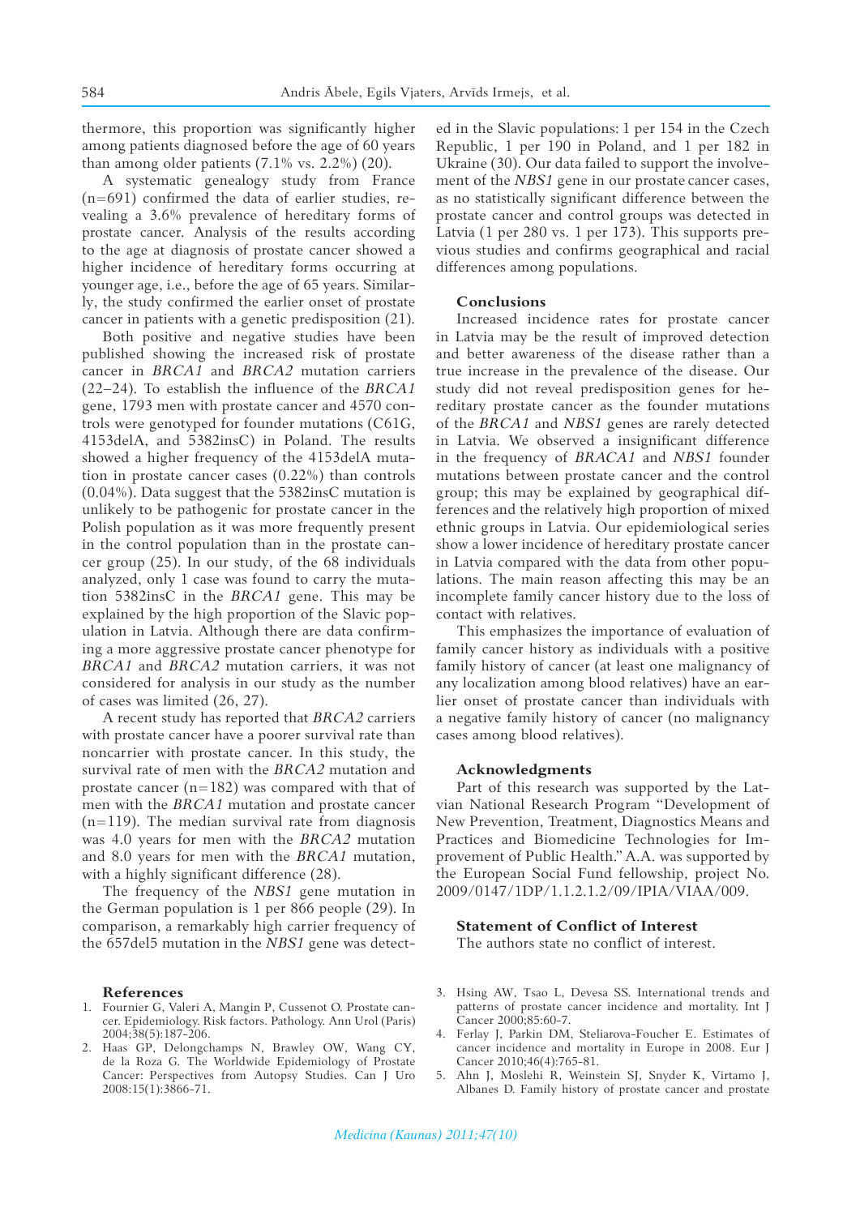thermore, this proportion was significantly higher among patients diagnosed before the age of 60 years than among older patients (7.1% vs. 2.2%) (20).

A systematic genealogy study from France (n=691) confirmed the data of earlier studies, revealing a 3.6% prevalence of hereditary forms of prostate cancer. Analysis of the results according to the age at diagnosis of prostate cancer showed a higher incidence of hereditary forms occurring at younger age, i.e., before the age of 65 years. Similarly, the study confirmed the earlier onset of prostate cancer in patients with a genetic predisposition (21).

Both positive and negative studies have been published showing the increased risk of prostate cancer in *BRCA1* and *BRCA2* mutation carriers (22–24). To establish the influence of the *BRCA1* gene, 1793 men with prostate cancer and 4570 controls were genotyped for founder mutations (C61G, 4153delA, and 5382insC) in Poland. The results showed a higher frequency of the 4153delA mutation in prostate cancer cases (0.22%) than controls (0.04%). Data suggest that the 5382insC mutation is unlikely to be pathogenic for prostate cancer in the Polish population as it was more frequently present in the control population than in the prostate cancer group (25). In our study, of the 68 individuals analyzed, only 1 case was found to carry the mutation 5382insC in the *BRCA1* gene. This may be explained by the high proportion of the Slavic population in Latvia. Although there are data confirming a more aggressive prostate cancer phenotype for *BRCA1* and *BRCA2* mutation carriers, it was not considered for analysis in our study as the number of cases was limited (26, 27).

A recent study has reported that *BRCA2* carriers with prostate cancer have a poorer survival rate than noncarrier with prostate cancer. In this study, the survival rate of men with the *BRCA2* mutation and prostate cancer (n=182) was compared with that of men with the *BRCA1* mutation and prostate cancer (n=119). The median survival rate from diagnosis was 4.0 years for men with the *BRCA2* mutation and 8.0 years for men with the *BRCA1* mutation, with a highly significant difference (28).

The frequency of the *NBS1* gene mutation in the German population is 1 per 866 people (29). In comparison, a remarkably high carrier frequency of the 657del5 mutation in the *NBS1* gene was detected in the Slavic populations: 1 per 154 in the Czech Republic, 1 per 190 in Poland, and 1 per 182 in Ukraine (30). Our data failed to support the involvement of the *NBS1* gene in our prostate cancer cases, as no statistically significant difference between the prostate cancer and control groups was detected in Latvia (1 per 280 vs. 1 per 173). This supports previous studies and confirms geographical and racial differences among populations.

## Conclusions

Increased incidence rates for prostate cancer in Latvia may be the result of improved detection and better awareness of the disease rather than a true increase in the prevalence of the disease. Our study did not reveal predisposition genes for hereditary prostate cancer as the founder mutations of the *BRCA1* and *NBS1* genes are rarely detected in Latvia. We observed a insignificant difference in the frequency of *BRACA1* and *NBS1* founder mutations between prostate cancer and the control group; this may be explained by geographical differences and the relatively high proportion of mixed ethnic groups in Latvia. Our epidemiological series show a lower incidence of hereditary prostate cancer in Latvia compared with the data from other populations. The main reason affecting this may be an incomplete family cancer history due to the loss of contact with relatives.

This emphasizes the importance of evaluation of family cancer history as individuals with a positive family history of cancer (at least one malignancy of any localization among blood relatives) have an earlier onset of prostate cancer than individuals with a negative family history of cancer (no malignancy cases among blood relatives).

## Acknowledgments

Part of this research was supported by the Latvian National Research Program "Development of New Prevention, Treatment, Diagnostics Means and Practices and Biomedicine Technologies for Improvement of Public Health." A.A. was supported by the European Social Fund fellowship, project No. 2009/0147/1DP/1.1.2.1.2/09/IPIA/VIAA/009.

## Statement of Conflict of Interest

The authors state no conflict of interest.

## References

1. Fournier G, Valeri A, Mangin P, Cussenot O. Prostate cancer. Epidemiology. Risk factors. Pathology. Ann Urol (Paris) 2004;38(5):187-206.
2. Haas GP, Delongchamps N, Brawley OW, Wang CY, de la Roza G. The Worldwide Epidemiology of Prostate Cancer: Perspectives from Autopsy Studies. Can J Uro 2008:15(1):3866-71.
3. Hsing AW, Tsao L, Devesa SS. International trends and patterns of prostate cancer incidence and mortality. Int J Cancer 2000;85:60-7.
4. Ferlay J, Parkin DM, Steliarova-Foucher E. Estimates of cancer incidence and mortality in Europe in 2008. Eur J Cancer 2010;46(4):765-81.
5. Ahn J, Moslehi R, Weinstein SJ, Snyder K, Virtamo J, Albanes D. Family history of prostate cancer and prostate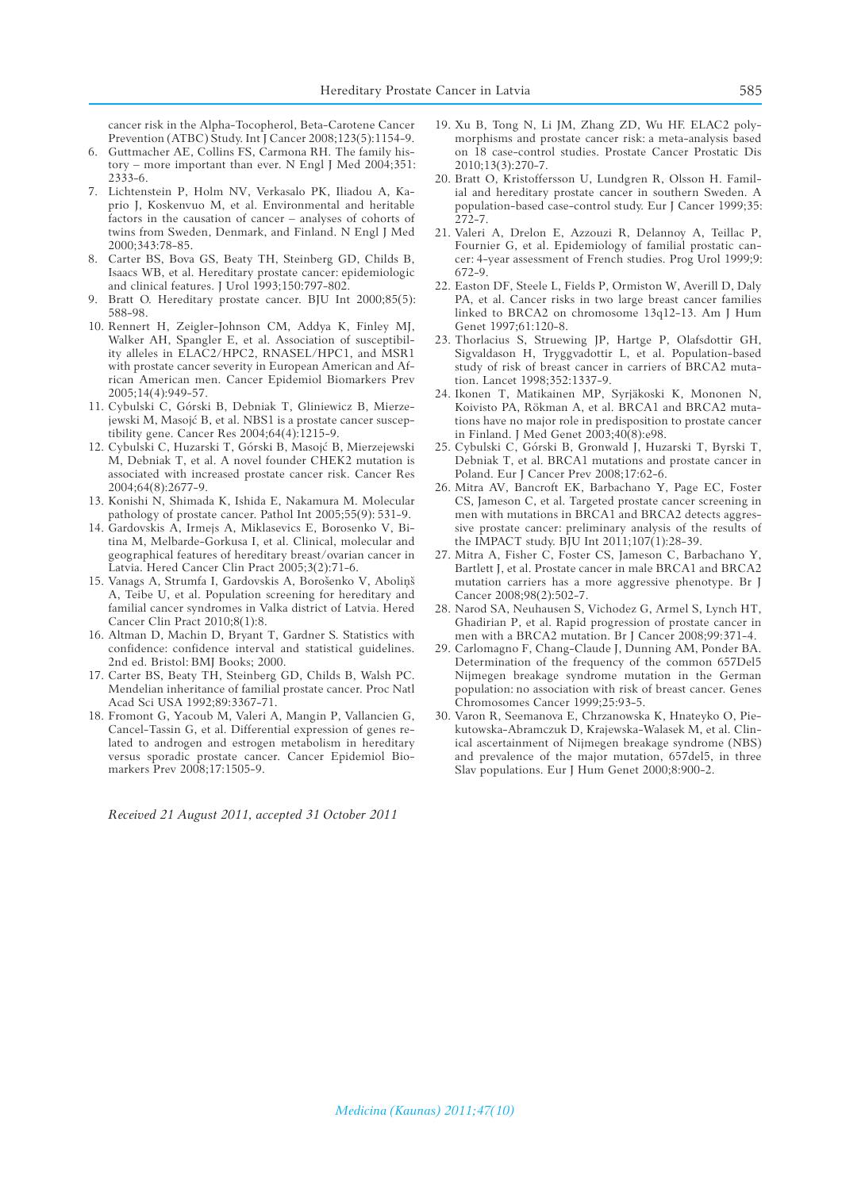cancer risk in the Alpha-Tocopherol, Beta-Carotene Cancer Prevention (ATBC) Study. Int J Cancer 2008;123(5):1154-9.

6. Guttmacher AE, Collins FS, Carmona RH. The family history – more important than ever. N Engl J Med 2004;351: 2333-6.
7. Lichtenstein P, Holm NV, Verkasalo PK, Iliadou A, Kaprio J, Koskenvuo M, et al. Environmental and heritable factors in the causation of cancer – analyses of cohorts of twins from Sweden, Denmark, and Finland. N Engl J Med 2000;343:78-85.
8. Carter BS, Bova GS, Beaty TH, Steinberg GD, Childs B, Isaacs WB, et al. Hereditary prostate cancer: epidemiologic and clinical features. J Urol 1993;150:797-802.
9. Bratt O. Hereditary prostate cancer. BJU Int 2000;85(5): 588-98.
10. Rennert H, Zeigler-Johnson CM, Addya K, Finley MJ, Walker AH, Spangler E, et al. Association of susceptibility alleles in ELAC2/HPC2, RNASEL/HPC1, and MSR1 with prostate cancer severity in European American and African American men. Cancer Epidemiol Biomarkers Prev 2005;14(4):949-57.
11. Cybulski C, Górski B, Debniak T, Gliniewicz B, Mierzejewski M, Masojć B, et al. NBS1 is a prostate cancer susceptibility gene. Cancer Res 2004;64(4):1215-9.
12. Cybulski C, Huzarski T, Górski B, Masojć B, Mierzejewski M, Debniak T, et al. A novel founder CHEK2 mutation is associated with increased prostate cancer risk. Cancer Res 2004;64(8):2677-9.
13. Konishi N, Shimada K, Ishida E, Nakamura M. Molecular pathology of prostate cancer. Pathol Int 2005;55(9): 531-9.
14. Gardovskis A, Irmejs A, Miklasevics E, Borosenko V, Bitina M, Melbarde-Gorkusa I, et al. Clinical, molecular and geographical features of hereditary breast/ovarian cancer in Latvia. Hered Cancer Clin Pract 2005;3(2):71-6.
15. Vanags A, Strumfa I, Gardovskis A, Borošenko V, Aboliņš A, Teibe U, et al. Population screening for hereditary and familial cancer syndromes in Valka district of Latvia. Hered Cancer Clin Pract 2010;8(1):8.
16. Altman D, Machin D, Bryant T, Gardner S. Statistics with confidence: confidence interval and statistical guidelines. 2nd ed. Bristol: BMJ Books; 2000.
17. Carter BS, Beaty TH, Steinberg GD, Childs B, Walsh PC. Mendelian inheritance of familial prostate cancer. Proc Natl Acad Sci USA 1992;89:3367-71.
18. Fromont G, Yacoub M, Valeri A, Mangin P, Vallancien G, Cancel-Tassin G, et al. Differential expression of genes related to androgen and estrogen metabolism in hereditary versus sporadic prostate cancer. Cancer Epidemiol Biomarkers Prev 2008;17:1505-9.
19. Xu B, Tong N, Li JM, Zhang ZD, Wu HF. ELAC2 polymorphisms and prostate cancer risk: a meta-analysis based on 18 case-control studies. Prostate Cancer Prostatic Dis 2010;13(3):270-7.
20. Bratt O, Kristoffersson U, Lundgren R, Olsson H. Familial and hereditary prostate cancer in southern Sweden. A population-based case-control study. Eur J Cancer 1999;35: 272-7.
21. Valeri A, Drelon E, Azzouzi R, Delannoy A, Teillac P, Fournier G, et al. Epidemiology of familial prostatic cancer: 4-year assessment of French studies. Prog Urol 1999;9: 672-9.
22. Easton DF, Steele L, Fields P, Ormiston W, Averill D, Daly PA, et al. Cancer risks in two large breast cancer families linked to BRCA2 on chromosome 13q12-13. Am J Hum Genet 1997;61:120-8.
23. Thorlacius S, Struewing JP, Hartge P, Olafsdottir GH, Sigvaldason H, Tryggvadottir L, et al. Population-based study of risk of breast cancer in carriers of BRCA2 mutation. Lancet 1998;352:1337-9.
24. Ikonen T, Matikainen MP, Syrjäkoski K, Mononen N, Koivisto PA, Rökman A, et al. BRCA1 and BRCA2 mutations have no major role in predisposition to prostate cancer in Finland. J Med Genet 2003;40(8):e98.
25. Cybulski C, Górski B, Gronwald J, Huzarski T, Byrski T, Debniak T, et al. BRCA1 mutations and prostate cancer in Poland. Eur J Cancer Prev 2008;17:62-6.
26. Mitra AV, Bancroft EK, Barbachano Y, Page EC, Foster CS, Jameson C, et al. Targeted prostate cancer screening in men with mutations in BRCA1 and BRCA2 detects aggressive prostate cancer: preliminary analysis of the results of the IMPACT study. BJU Int 2011;107(1):28-39.
27. Mitra A, Fisher C, Foster CS, Jameson C, Barbachano Y, Bartlett J, et al. Prostate cancer in male BRCA1 and BRCA2 mutation carriers has a more aggressive phenotype. Br J Cancer 2008;98(2):502-7.
28. Narod SA, Neuhausen S, Vichodez G, Armel S, Lynch HT, Ghadirian P, et al. Rapid progression of prostate cancer in men with a BRCA2 mutation. Br J Cancer 2008;99:371-4.
29. Carlomagno F, Chang-Claude J, Dunning AM, Ponder BA. Determination of the frequency of the common 657Del5 Nijmegen breakage syndrome mutation in the German population: no association with risk of breast cancer. Genes Chromosomes Cancer 1999;25:93-5.
30. Varon R, Seemanova E, Chrzanowska K, Hnateyko O, Piekutowska-Abramczuk D, Krajewska-Walasek M, et al. Clinical ascertainment of Nijmegen breakage syndrome (NBS) and prevalence of the major mutation, 657del5, in three Slav populations. Eur J Hum Genet 2000;8:900-2.

*Received 21 August 2011, accepted 31 October 2011*